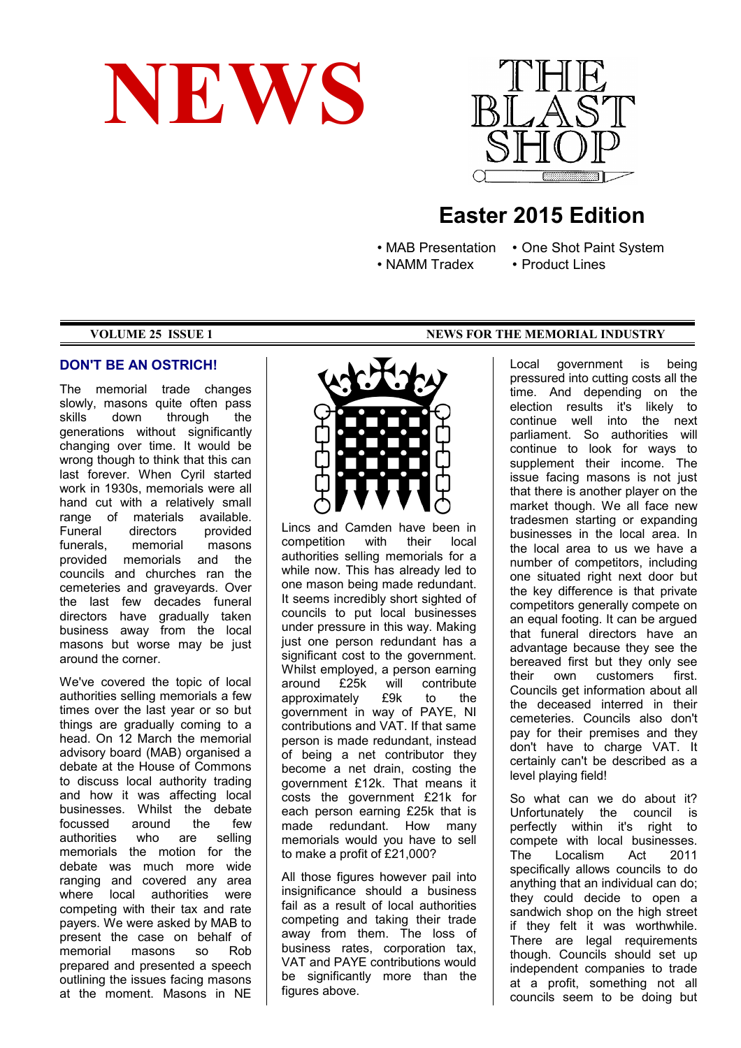# NEWS

# THE BLAST SHOP

## Easter 2015 Edition

- MAB Presentation
- NAMM Tradex
- One Shot Paint System
- Product Lines

**VOLUME 25 ISSUE 1** — **NEWS FOR THE MEMORIAL INDUSTRY**

### DON'T BE AN OSTRICH!

The memorial trade changes slowly, masons quite often pass skills down through the generations without significantly changing over time. It would be wrong though to think that this can last forever. When Cyril started work in 1930s, memorials were all hand cut with a relatively small range of materials available. Funeral directors provided funerals, memorial masons provided memorials and the councils and churches ran the cemeteries and graveyards. Over the last few decades funeral directors have gradually taken business away from the local masons but worse may be just around the corner.

We've covered the topic of local authorities selling memorials a few times over the last year or so but things are gradually coming to a head. On 12 March the memorial advisory board (MAB) organised a debate at the House of Commons to discuss local authority trading and how it was affecting local businesses. Whilst the debate focussed around the few authorities who are selling memorials the motion for the debate was much more wide ranging and covered any area where local authorities were competing with their tax and rate payers. We were asked by MAB to present the case on behalf of memorial masons so Rob prepared and presented a speech outlining the issues facing masons at the moment. Masons in NE Lincs and Camden have been in competition with their local authorities selling memorials for a while now. This has already led to one mason being made redundant. It seems incredibly short sighted of councils to put local businesses under pressure in this way. Making just one person redundant has a significant cost to the government. Whilst employed, a person earning around £25k will contribute approximately £9k to the government in way of PAYE, NI contributions and VAT. If that same person is made redundant, instead of being a net contributor they become a net drain, costing the government £12k. That means it costs the government £21k for each person earning £25k that is made redundant. How many memorials would you have to sell to make a profit of £21,000?

All those figures however pail into insignificance should a business fail as a result of local authorities competing and taking their trade away from them. The loss of business rates, corporation tax, VAT and PAYE contributions would be significantly more than the figures above.

Local government is being pressured into cutting costs all the time. And depending on the election results it's likely to continue well into the next parliament. So authorities will continue to look for ways to supplement their income. The issue facing masons is not just that there is another player on the market though. We all face new tradesmen starting or expanding businesses in the local area. In the local area to us we have a number of competitors, including one situated right next door but the key difference is that private competitors generally compete on an equal footing. It can be argued that funeral directors have an advantage because they see the bereaved first but they only see their own customers first. Councils get information about all the deceased interred in their cemeteries. Councils also don't pay for their premises and they don't have to charge VAT. It certainly can't be described as a level playing field!

So what can we do about it? Unfortunately the council is perfectly within it's right to compete with local businesses. The Localism Act 2011 specifically allows councils to do anything that an individual can do; they could decide to open a sandwich shop on the high street if they felt it was worthwhile. There are legal requirements though. Councils should set up independent companies to trade at a profit, something not all councils seem to be doing but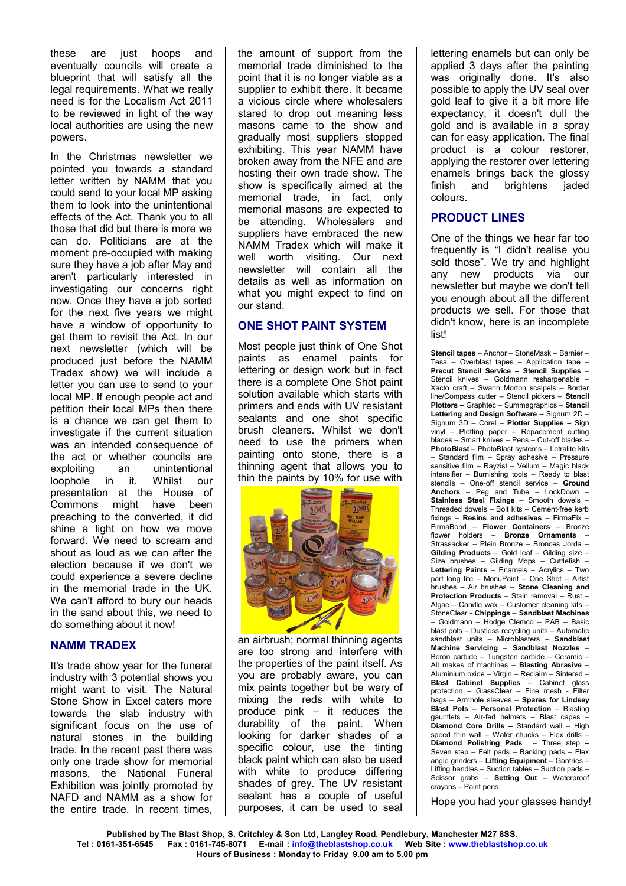these are just hoops and eventually councils will create a blueprint that will satisfy all the legal requirements. What we really need is for the Localism Act 2011 to be reviewed in light of the way local authorities are using the new powers.

In the Christmas newsletter we pointed you towards a standard letter written by NAMM that you could send to your local MP asking them to look into the unintentional effects of the Act. Thank you to all those that did but there is more we can do. Politicians are at the moment pre-occupied with making sure they have a job after May and aren't particularly interested in investigating our concerns right now. Once they have a job sorted for the next five years we might have a window of opportunity to get them to revisit the Act. In our next newsletter (which will be produced just before the NAMM Tradex show) we will include a letter you can use to send to your local MP. If enough people act and petition their local MPs then there is a chance we can get them to investigate if the current situation was an intended consequence of the act or whether councils are exploiting an unintentional loophole in it. Whilst our presentation at the House of Commons might have been preaching to the converted, it did shine a light on how we move forward. We need to scream and shout as loud as we can after the election because if we don't we could experience a severe decline in the memorial trade in the UK. We can't afford to bury our heads in the sand about this, we need to do something about it now!

## NAMM TRADEX

It's trade show year for the funeral industry with 3 potential shows you might want to visit. The Natural Stone Show in Excel caters more towards the slab industry with significant focus on the use of natural stones in the building trade. In the recent past there was only one trade show for memorial masons, the National Funeral Exhibition was jointly promoted by NAFD and NAMM as a show for the entire trade. In recent times, the amount of support from the memorial trade diminished to the point that it is no longer viable as a supplier to exhibit there. It became a vicious circle where wholesalers stared to drop out meaning less masons came to the show and gradually most suppliers stopped exhibiting. This year NAMM have broken away from the NFE and are hosting their own trade show. The show is specifically aimed at the memorial trade, in fact, only memorial masons are expected to be attending. Wholesalers and suppliers have embraced the new NAMM Tradex which will make it well worth visiting. Our next newsletter will contain all the details as well as information on what you might expect to find on our stand.

## ONE SHOT PAINT SYSTEM

Most people just think of One Shot paints as enamel paints for lettering or design work but in fact there is a complete One Shot paint solution available which starts with primers and ends with UV resistant sealants and one shot specific brush cleaners. Whilst we don't need to use the primers when painting onto stone, there is a thinning agent that allows you to thin the paints by 10% for use with an airbrush; normal thinning agents are too strong and interfere with the properties of the paint itself. As you are probably aware, you can mix paints together but be wary of mixing the reds with white to produce pink – it reduces the durability of the paint. When looking for darker shades of a specific colour, use the tinting black paint which can also be used with white to produce differing shades of grey. The UV resistant sealant has a couple of useful purposes, it can be used to seal lettering enamels but can only be applied 3 days after the painting was originally done. It's also possible to apply the UV seal over gold leaf to give it a bit more life expectancy, it doesn't dull the gold and is available in a spray can for easy application. The final product is a colour restorer, applying the restorer over lettering enamels brings back the glossy finish and brightens jaded colours.

## PRODUCT LINES

One of the things we hear far too frequently is "I didn't realise you sold those". We try and highlight any new products via our newsletter but maybe we don't tell you enough about all the different products we sell. For those that didn't know, here is an incomplete list!

**Stencil tapes** – Anchor – StoneMask – Barnier – Tesa – Overblast tapes – Application tape – **Precut Stencil Service** – **Stencil Supplies** – Stencil knives – Goldmann resharpenable – Xacto craft – Swann Morton scalpels – Border line/Compass cutter – Stencil pickers – **Stencil Plotters** – Graphtec – Summagraphics – **Stencil Lettering and Design Software** – Signum 2D – Signum 3D – Corel – **Plotter Supplies** – Sign vinyl – Plotting paper – Repacement cutting blades – Smart knives – Pens – Cut-off blades – **PhotoBlast** – PhotoBlast systems – Letralite kits – Standard film – Spray adhesive – Pressure sensitive film – Rayzist – Vellum – Magic black intensifier – Burnishing tools – Ready to blast stencils – One-off stencil service – **Ground Anchors** – Peg and Tube – LockDown – **Stainless Steel Fixings** – Smooth dowels – Threaded dowels – Bolt kits – Cement-free kerb fixings – **Resins and adhesives** – FirmaFix – FirmaBond – **Flower Containers** – Bronze flower holders – **Bronze Ornaments** – Strassacker – Plein Bronze – Bronces Jorda – **Gilding Products** – Gold leaf – Gilding size – Size brushes – Gilding Mops – Cuttlefish – **Lettering Paints** – Enamels – Acrylics – Two part long life – MonuPaint – One Shot – Artist brushes – Air brushes – **Stone Cleaning and Protection Products** – Stain removal – Rust – Algae – Candle wax – Customer cleaning kits – StoneClear - **Chippings** – **Sandblast Machines** – Goldmann – Hodge Clemco – PAB – Basic blast pots – Dustless recycling units – Automatic sandblast units – Microblasters – **Sandblast Machine Servicing** – **Sandblast Nozzles** – Boron carbide – Tungsten carbide – Ceramic – All makes of machines – **Blasting Abrasive** – Aluminium oxide – Virgin – Reclaim – Sintered – **Blast Cabinet Supplies** – Cabinet glass protection – GlassClear – Fine mesh - Filter bags – Armhole sleeves – **Spares for Lindsey Blast Pots** – **Personal Protection** – Blasting gauntlets – Air-fed helmets – Blast capes – **Diamond Core Drills** – Standard wall – High speed thin wall – Water chucks – Flex drills – **Diamond Polishing Pads** – Three step – Seven step – Felt pads – Backing pads – Flex angle grinders – **Lifting Equipment** – Gantries – Lifting handles – Suction tables – Suction pads – Scissor grabs – **Setting Out** – Waterproof crayons – Paint pens

Hope you had your glasses handy!

**Published by The Blast Shop, S. Critchley & Son Ltd, Langley Road, Pendlebury, Manchester M27 8SS.**
**Tel : 0161-351-6545 Fax : 0161-745-8071 E-mail : info@theblastshop.co.uk Web Site : www.theblastshop.co.uk**
**Hours of Business : Monday to Friday 9.00 am to 5.00 pm**